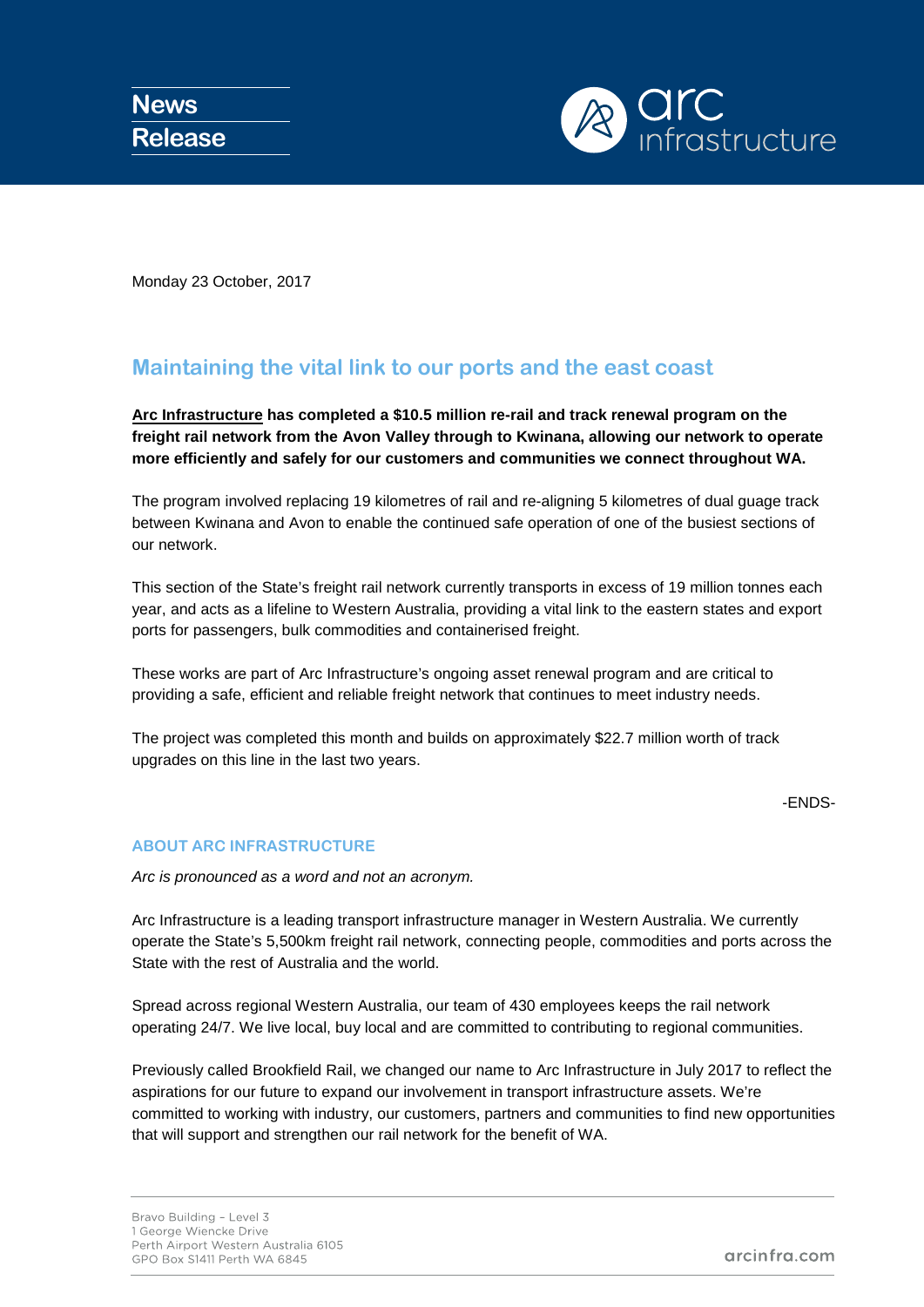**News Release**

arc infrastructure

Monday 23 October, 2017

# Maintaining the vital link to our ports and the east coast

**Arc Infrastructure has completed a $10.5 million re-rail and track renewal program on the freight rail network from the Avon Valley through to Kwinana, allowing our network to operate more efficiently and safely for our customers and communities we connect throughout WA.**

The program involved replacing 19 kilometres of rail and re-aligning 5 kilometres of dual guage track between Kwinana and Avon to enable the continued safe operation of one of the busiest sections of our network.

This section of the State's freight rail network currently transports in excess of 19 million tonnes each year, and acts as a lifeline to Western Australia, providing a vital link to the eastern states and export ports for passengers, bulk commodities and containerised freight.

These works are part of Arc Infrastructure's ongoing asset renewal program and are critical to providing a safe, efficient and reliable freight network that continues to meet industry needs.

The project was completed this month and builds on approximately $22.7 million worth of track upgrades on this line in the last two years.

-ENDS-

## ABOUT ARC INFRASTRUCTURE

*Arc is pronounced as a word and not an acronym.*

Arc Infrastructure is a leading transport infrastructure manager in Western Australia. We currently operate the State's 5,500km freight rail network, connecting people, commodities and ports across the State with the rest of Australia and the world.

Spread across regional Western Australia, our team of 430 employees keeps the rail network operating 24/7. We live local, buy local and are committed to contributing to regional communities.

Previously called Brookfield Rail, we changed our name to Arc Infrastructure in July 2017 to reflect the aspirations for our future to expand our involvement in transport infrastructure assets. We're committed to working with industry, our customers, partners and communities to find new opportunities that will support and strengthen our rail network for the benefit of WA.

Bravo Building – Level 3
1 George Wiencke Drive
Perth Airport Western Australia 6105
GPO Box S1411 Perth WA 6845

arcinfra.com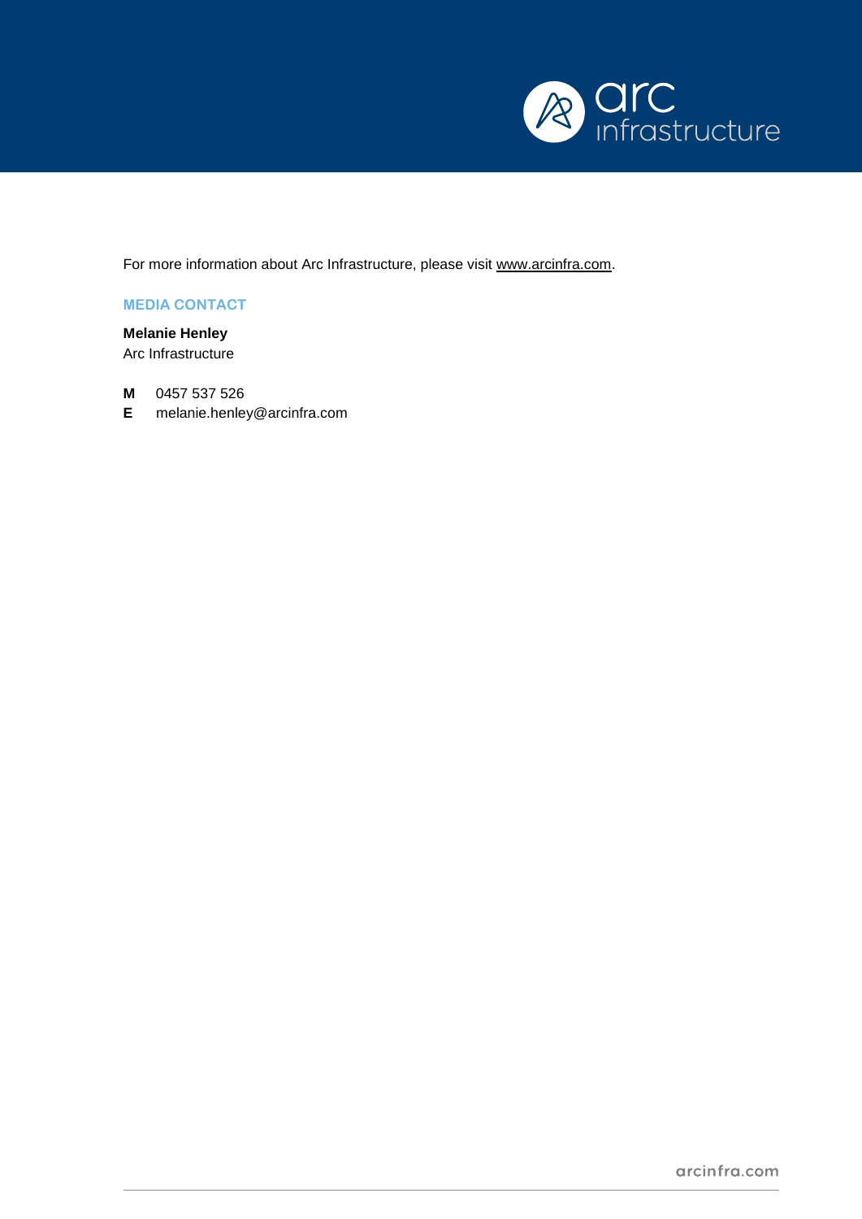For more information about Arc Infrastructure, please visit www.arcinfra.com.

### MEDIA CONTACT

**Melanie Henley**
Arc Infrastructure

**M** 0457 537 526
**E** melanie.henley@arcinfra.com